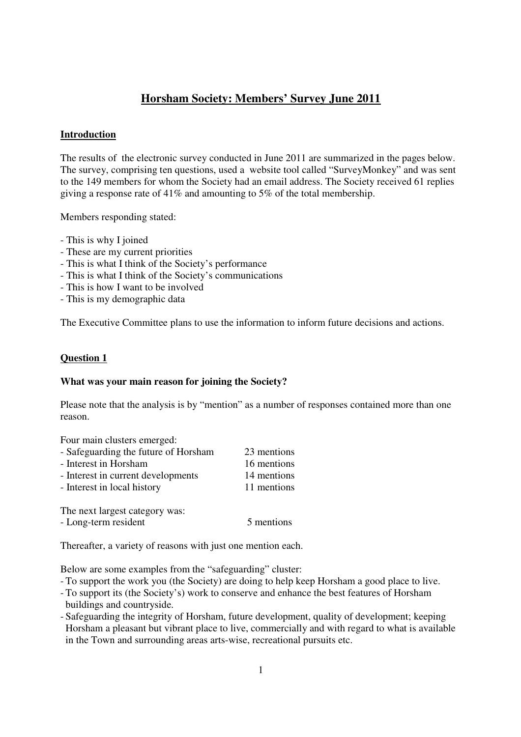# Horsham Society: Members' Survey June 2011

## Introduction

The results of the electronic survey conducted in June 2011 are summarized in the pages below. The survey, comprising ten questions, used a website tool called "SurveyMonkey" and was sent to the 149 members for whom the Society had an email address. The Society received 61 replies giving a response rate of 41% and amounting to 5% of the total membership.

Members responding stated:

- This is why I joined
- These are my current priorities
- This is what I think of the Society's performance
- This is what I think of the Society's communications
- This is how I want to be involved
- This is my demographic data

The Executive Committee plans to use the information to inform future decisions and actions.

## Question 1

**What was your main reason for joining the Society?**

Please note that the analysis is by "mention" as a number of responses contained more than one reason.

Four main clusters emerged:

| | |
|---|---|
| - Safeguarding the future of Horsham | 23 mentions |
| - Interest in Horsham | 16 mentions |
| - Interest in current developments | 14 mentions |
| - Interest in local history | 11 mentions |

The next largest category was:

| | |
|---|---|
| - Long-term resident | 5 mentions |

Thereafter, a variety of reasons with just one mention each.

Below are some examples from the "safeguarding" cluster:

- To support the work you (the Society) are doing to help keep Horsham a good place to live.
- To support its (the Society's) work to conserve and enhance the best features of Horsham buildings and countryside.
- Safeguarding the integrity of Horsham, future development, quality of development; keeping Horsham a pleasant but vibrant place to live, commercially and with regard to what is available in the Town and surrounding areas arts-wise, recreational pursuits etc.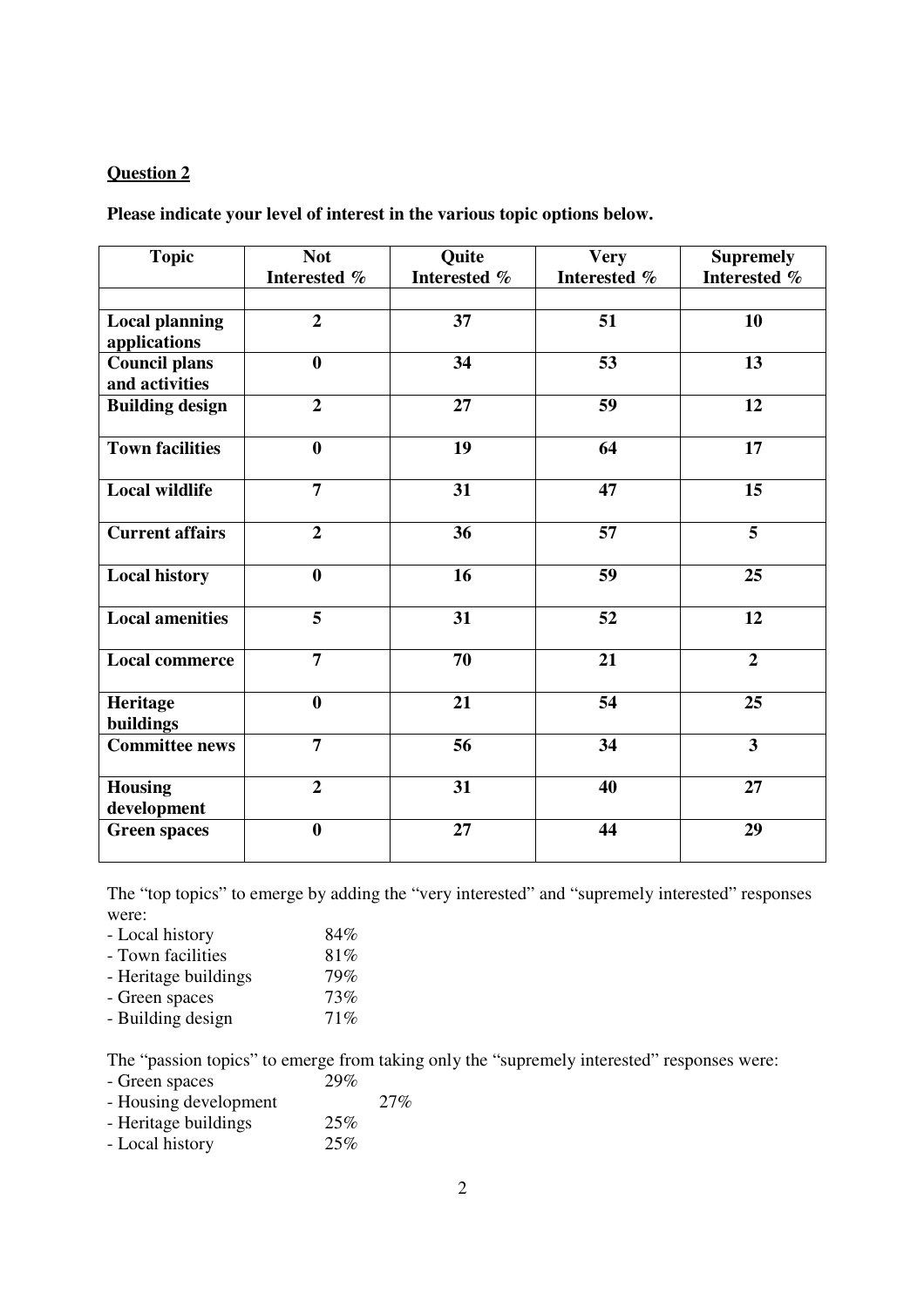**Question 2**

**Please indicate your level of interest in the various topic options below.**

| Topic | Not Interested % | Quite Interested % | Very Interested % | Supremely Interested % |
|---|---|---|---|---|
| | | | | |
| **Local planning applications** | **2** | **37** | **51** | **10** |
| **Council plans and activities** | **0** | **34** | **53** | **13** |
| **Building design** | **2** | **27** | **59** | **12** |
| **Town facilities** | **0** | **19** | **64** | **17** |
| **Local wildlife** | **7** | **31** | **47** | **15** |
| **Current affairs** | **2** | **36** | **57** | **5** |
| **Local history** | **0** | **16** | **59** | **25** |
| **Local amenities** | **5** | **31** | **52** | **12** |
| **Local commerce** | **7** | **70** | **21** | **2** |
| **Heritage buildings** | **0** | **21** | **54** | **25** |
| **Committee news** | **7** | **56** | **34** | **3** |
| **Housing development** | **2** | **31** | **40** | **27** |
| **Green spaces** | **0** | **27** | **44** | **29** |

The "top topics" to emerge by adding the "very interested" and "supremely interested" responses were:

- Local history 84%
- Town facilities 81%
- Heritage buildings 79%
- Green spaces 73%
- Building design 71%

The "passion topics" to emerge from taking only the "supremely interested" responses were:

- Green spaces 29%
- Housing development 27%
- Heritage buildings 25%
- Local history 25%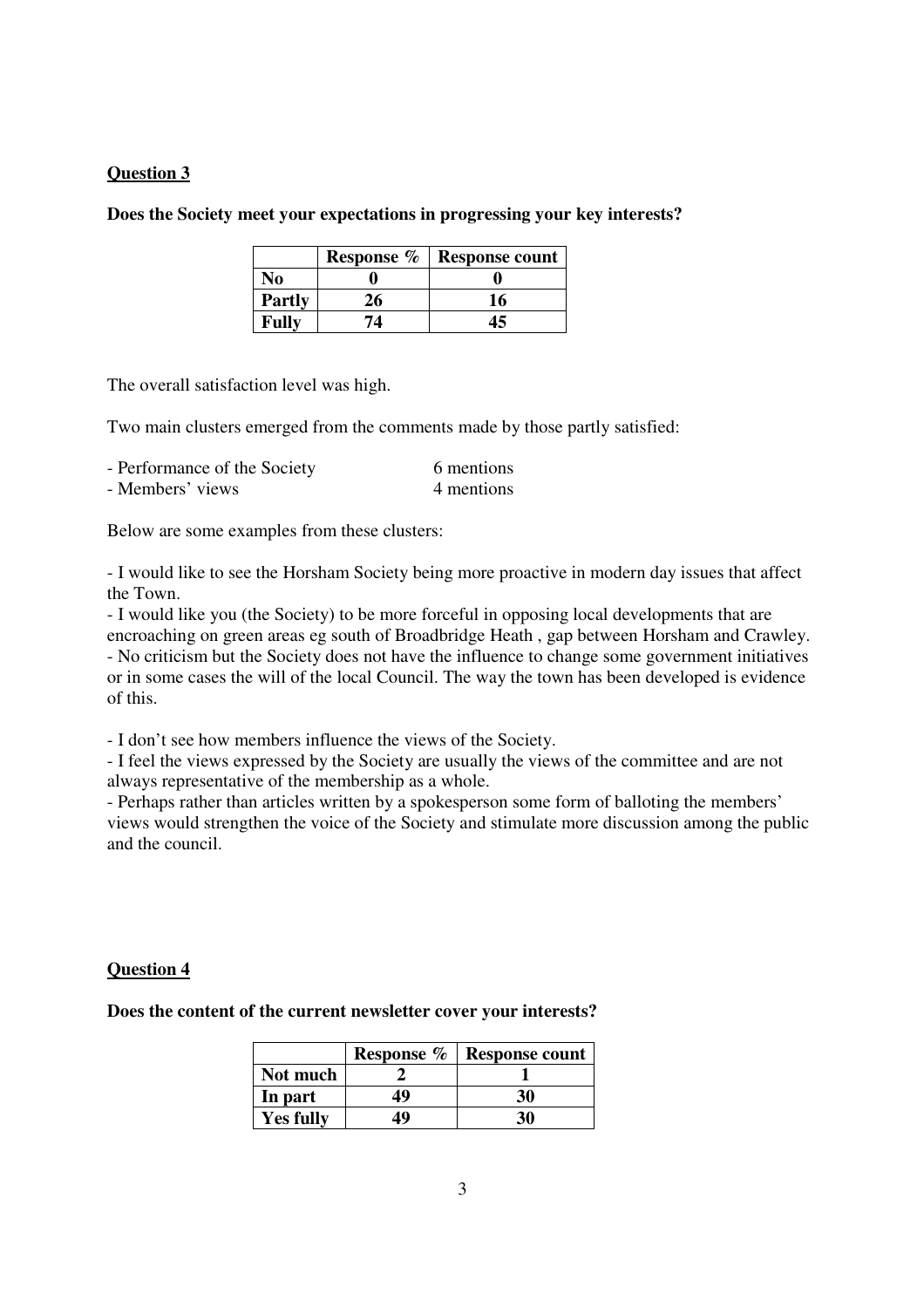**Question 3**

**Does the Society meet your expectations in progressing your key interests?**

| | Response % | Response count |
|---|---|---|
| **No** | **0** | **0** |
| **Partly** | **26** | **16** |
| **Fully** | **74** | **45** |

The overall satisfaction level was high.

Two main clusters emerged from the comments made by those partly satisfied:

- Performance of the Society 6 mentions
- Members' views 4 mentions

Below are some examples from these clusters:

- I would like to see the Horsham Society being more proactive in modern day issues that affect the Town.
- I would like you (the Society) to be more forceful in opposing local developments that are encroaching on green areas eg south of Broadbridge Heath , gap between Horsham and Crawley.
- No criticism but the Society does not have the influence to change some government initiatives or in some cases the will of the local Council. The way the town has been developed is evidence of this.

- I don't see how members influence the views of the Society.
- I feel the views expressed by the Society are usually the views of the committee and are not always representative of the membership as a whole.
- Perhaps rather than articles written by a spokesperson some form of balloting the members' views would strengthen the voice of the Society and stimulate more discussion among the public and the council.

**Question 4**

**Does the content of the current newsletter cover your interests?**

| | Response % | Response count |
|---|---|---|
| **Not much** | **2** | **1** |
| **In part** | **49** | **30** |
| **Yes fully** | **49** | **30** |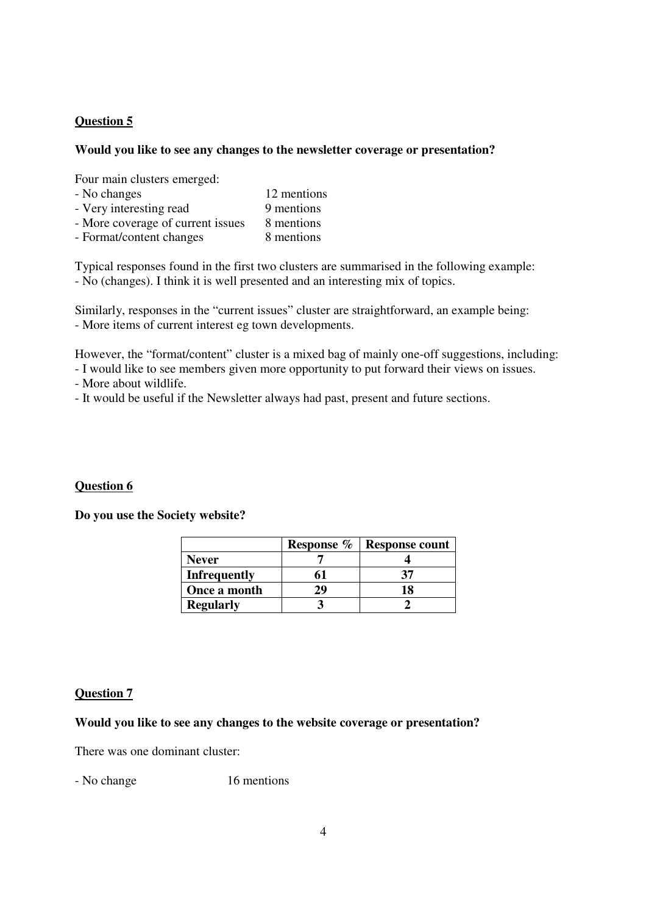**Question 5**

**Would you like to see any changes to the newsletter coverage or presentation?**

Four main clusters emerged:

- No changes 12 mentions
- Very interesting read 9 mentions
- More coverage of current issues 8 mentions
- Format/content changes 8 mentions

Typical responses found in the first two clusters are summarised in the following example:
- No (changes). I think it is well presented and an interesting mix of topics.

Similarly, responses in the "current issues" cluster are straightforward, an example being:
- More items of current interest eg town developments.

However, the "format/content" cluster is a mixed bag of mainly one-off suggestions, including:
- I would like to see members given more opportunity to put forward their views on issues.
- More about wildlife.
- It would be useful if the Newsletter always had past, present and future sections.

**Question 6**

**Do you use the Society website?**

| | Response % | Response count |
|---|---|---|
| **Never** | 7 | 4 |
| **Infrequently** | 61 | 37 |
| **Once a month** | 29 | 18 |
| **Regularly** | 3 | 2 |

**Question 7**

**Would you like to see any changes to the website coverage or presentation?**

There was one dominant cluster:

- No change 16 mentions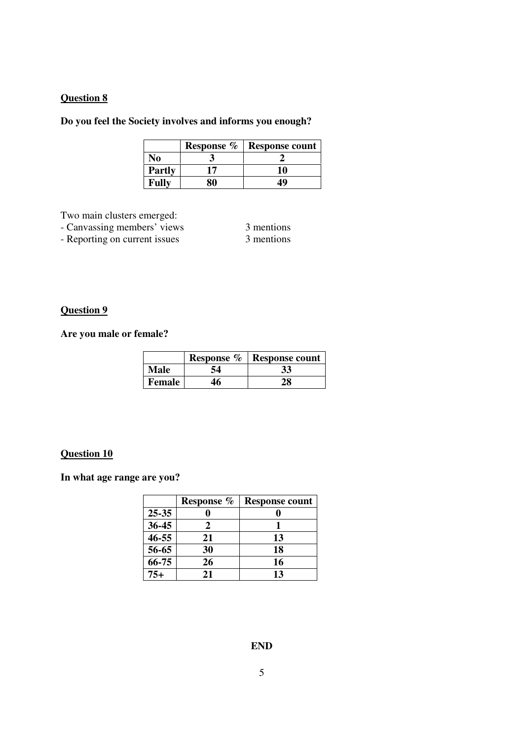**Question 8**

**Do you feel the Society involves and informs you enough?**

| | Response % | Response count |
|---|---|---|
| **No** | 3 | 2 |
| **Partly** | 17 | 10 |
| **Fully** | 80 | 49 |

Two main clusters emerged:

- Canvassing members' views 3 mentions
- Reporting on current issues 3 mentions

**Question 9**

**Are you male or female?**

| | Response % | Response count |
|---|---|---|
| **Male** | 54 | 33 |
| **Female** | 46 | 28 |

**Question 10**

**In what age range are you?**

| | Response % | Response count |
|---|---|---|
| **25-35** | 0 | 0 |
| **36-45** | 2 | 1 |
| **46-55** | 21 | 13 |
| **56-65** | 30 | 18 |
| **66-75** | 26 | 16 |
| **75+** | 21 | 13 |

**END**